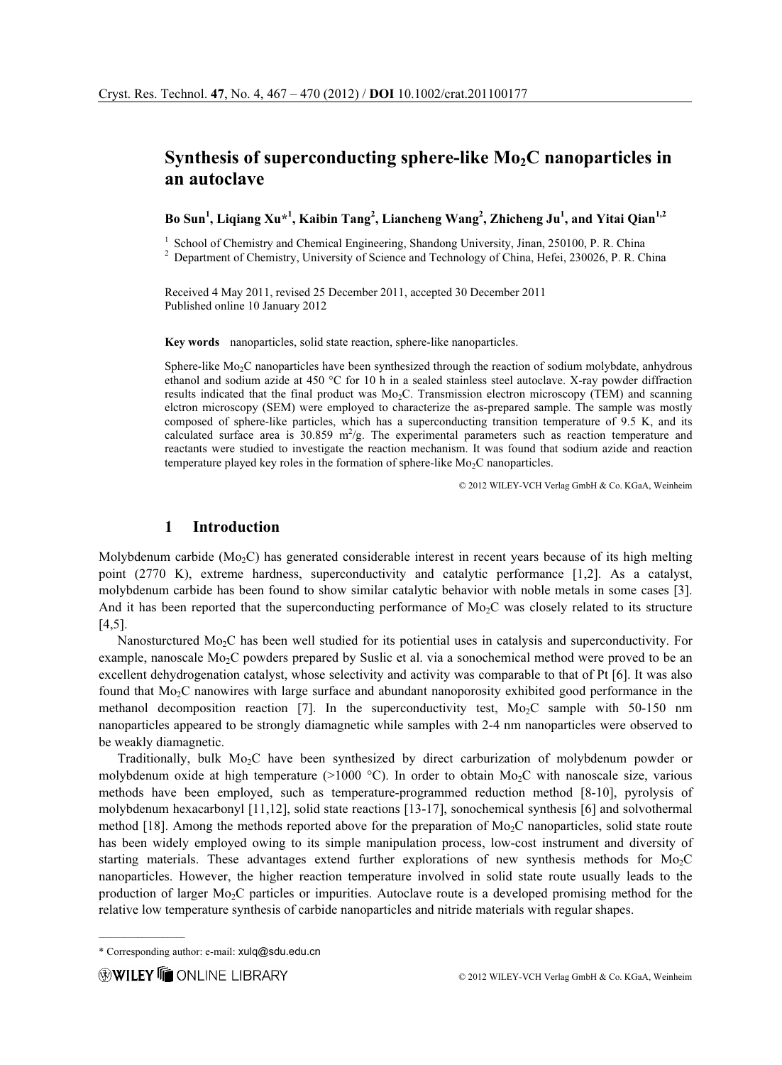# Synthesis of superconducting sphere-like $Mo_2C$ nanoparticles in an autoclave

**Bo Sun[1], Liqiang Xu*[1], Kaibin Tang[2], Liancheng Wang[2], Zhicheng Ju[1], and Yitai Qian[1,2]**

[1] School of Chemistry and Chemical Engineering, Shandong University, Jinan, 250100, P. R. China
[2] Department of Chemistry, University of Science and Technology of China, Hefei, 230026, P. R. China

Received 4 May 2011, revised 25 December 2011, accepted 30 December 2011
Published online 10 January 2012

**Key words** nanoparticles, solid state reaction, sphere-like nanoparticles.

Sphere-like $Mo_2C$ nanoparticles have been synthesized through the reaction of sodium molybdate, anhydrous ethanol and sodium azide at 450 °C for 10 h in a sealed stainless steel autoclave. X-ray powder diffraction results indicated that the final product was $Mo_2C$. Transmission electron microscopy (TEM) and scanning elctron microscopy (SEM) were employed to characterize the as-prepared sample. The sample was mostly composed of sphere-like particles, which has a superconducting transition temperature of 9.5 K, and its calculated surface area is 30.859 $m^2/g$. The experimental parameters such as reaction temperature and reactants were studied to investigate the reaction mechanism. It was found that sodium azide and reaction temperature played key roles in the formation of sphere-like $Mo_2C$ nanoparticles.

© 2012 WILEY-VCH Verlag GmbH & Co. KGaA, Weinheim

## 1 Introduction

Molybdenum carbide ($Mo_2C$) has generated considerable interest in recent years because of its high melting point (2770 K), extreme hardness, superconductivity and catalytic performance [1,2]. As a catalyst, molybdenum carbide has been found to show similar catalytic behavior with noble metals in some cases [3]. And it has been reported that the superconducting performance of $Mo_2C$ was closely related to its structure [4,5].

Nanosturctured $Mo_2C$ has been well studied for its potiential uses in catalysis and superconductivity. For example, nanoscale $Mo_2C$ powders prepared by Suslic et al. via a sonochemical method were proved to be an excellent dehydrogenation catalyst, whose selectivity and activity was comparable to that of Pt [6]. It was also found that $Mo_2C$ nanowires with large surface and abundant nanoporosity exhibited good performance in the methanol decomposition reaction [7]. In the superconductivity test, $Mo_2C$ sample with 50-150 nm nanoparticles appeared to be strongly diamagnetic while samples with 2-4 nm nanoparticles were observed to be weakly diamagnetic.

Traditionally, bulk $Mo_2C$ have been synthesized by direct carburization of molybdenum powder or molybdenum oxide at high temperature (>1000 °C). In order to obtain $Mo_2C$ with nanoscale size, various methods have been employed, such as temperature-programmed reduction method [8-10], pyrolysis of molybdenum hexacarbonyl [11,12], solid state reactions [13-17], sonochemical synthesis [6] and solvothermal method [18]. Among the methods reported above for the preparation of $Mo_2C$ nanoparticles, solid state route has been widely employed owing to its simple manipulation process, low-cost instrument and diversity of starting materials. These advantages extend further explorations of new synthesis methods for $Mo_2C$ nanoparticles. However, the higher reaction temperature involved in solid state route usually leads to the production of larger $Mo_2C$ particles or impurities. Autoclave route is a developed promising method for the relative low temperature synthesis of carbide nanoparticles and nitride materials with regular shapes.

* Corresponding author: e-mail: xulq@sdu.edu.cn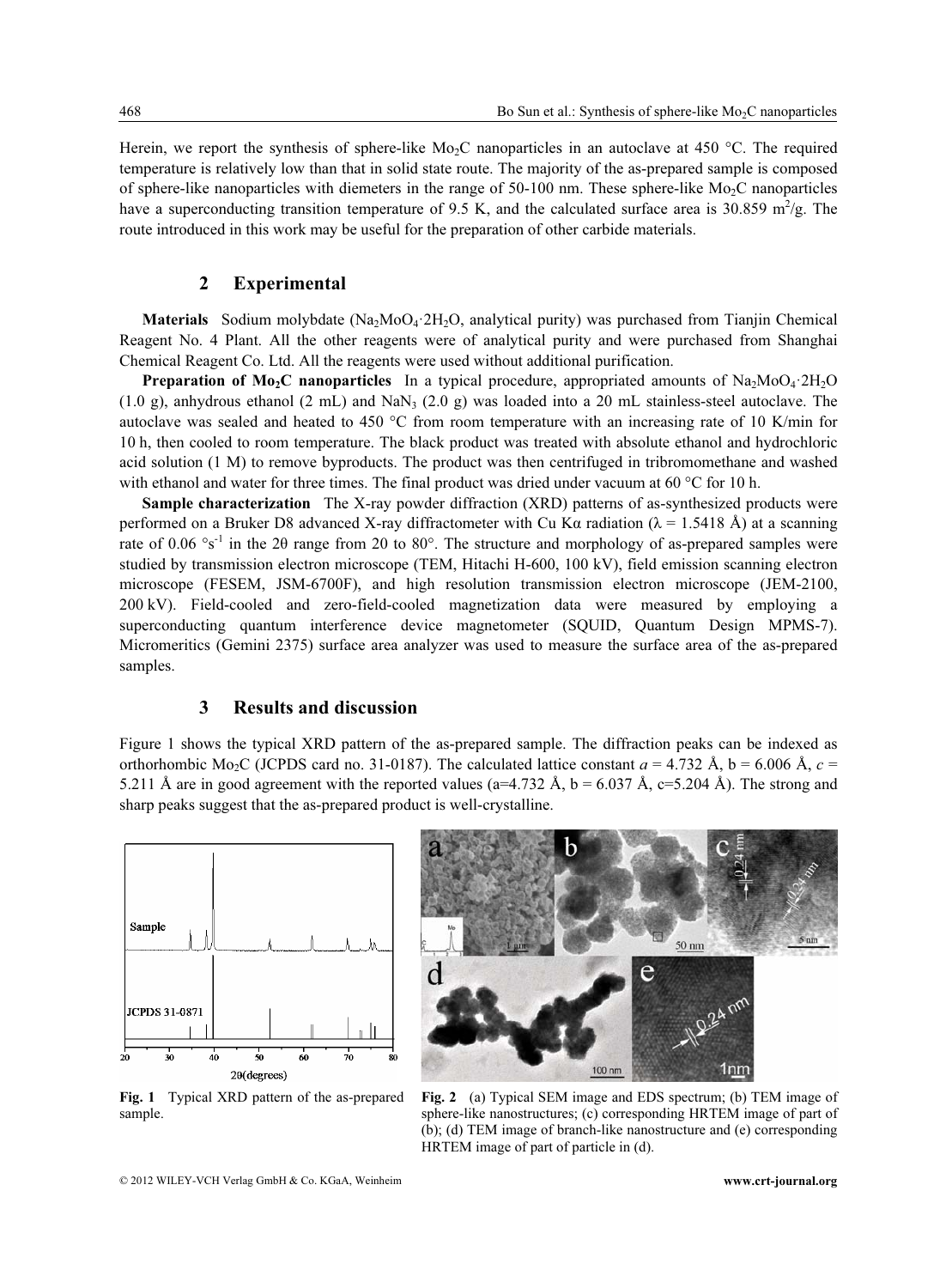Herein, we report the synthesis of sphere-like $Mo_2C$ nanoparticles in an autoclave at 450 °C. The required temperature is relatively low than that in solid state route. The majority of the as-prepared sample is composed of sphere-like nanoparticles with diemeters in the range of 50-100 nm. These sphere-like $Mo_2C$ nanoparticles have a superconducting transition temperature of 9.5 K, and the calculated surface area is 30.859 $m^2/g$. The route introduced in this work may be useful for the preparation of other carbide materials.

## 2 Experimental

**Materials** Sodium molybdate ($Na_2MoO_4 \cdot 2H_2O$, analytical purity) was purchased from Tianjin Chemical Reagent No. 4 Plant. All the other reagents were of analytical purity and were purchased from Shanghai Chemical Reagent Co. Ltd. All the reagents were used without additional purification.

**Preparation of $Mo_2C$ nanoparticles** In a typical procedure, appropriated amounts of $Na_2MoO_4 \cdot 2H_2O$ (1.0 g), anhydrous ethanol (2 mL) and $NaN_3$ (2.0 g) was loaded into a 20 mL stainless-steel autoclave. The autoclave was sealed and heated to 450 °C from room temperature with an increasing rate of 10 K/min for 10 h, then cooled to room temperature. The black product was treated with absolute ethanol and hydrochloric acid solution (1 M) to remove byproducts. The product was then centrifuged in tribromomethane and washed with ethanol and water for three times. The final product was dried under vacuum at 60 °C for 10 h.

**Sample characterization** The X-ray powder diffraction (XRD) patterns of as-synthesized products were performed on a Bruker D8 advanced X-ray diffractometer with Cu Kα radiation (λ = 1.5418 Å) at a scanning rate of 0.06 °$s^{-1}$ in the 2θ range from 20 to 80°. The structure and morphology of as-prepared samples were studied by transmission electron microscope (TEM, Hitachi H-600, 100 kV), field emission scanning electron microscope (FESEM, JSM-6700F), and high resolution transmission electron microscope (JEM-2100, 200 kV). Field-cooled and zero-field-cooled magnetization data were measured by employing a superconducting quantum interference device magnetometer (SQUID, Quantum Design MPMS-7). Micromeritics (Gemini 2375) surface area analyzer was used to measure the surface area of the as-prepared samples.

## 3 Results and discussion

Figure 1 shows the typical XRD pattern of the as-prepared sample. The diffraction peaks can be indexed as orthorhombic $Mo_2C$ (JCPDS card no. 31-0187). The calculated lattice constant $a$ = 4.732 Å, b = 6.006 Å, $c$ = 5.211 Å are in good agreement with the reported values (a=4.732 Å, b = 6.037 Å, c=5.204 Å). The strong and sharp peaks suggest that the as-prepared product is well-crystalline.

**Fig. 1** Typical XRD pattern of the as-prepared sample.

**Fig. 2** (a) Typical SEM image and EDS spectrum; (b) TEM image of sphere-like nanostructures; (c) corresponding HRTEM image of part of (b); (d) TEM image of branch-like nanostructure and (e) corresponding HRTEM image of part of particle in (d).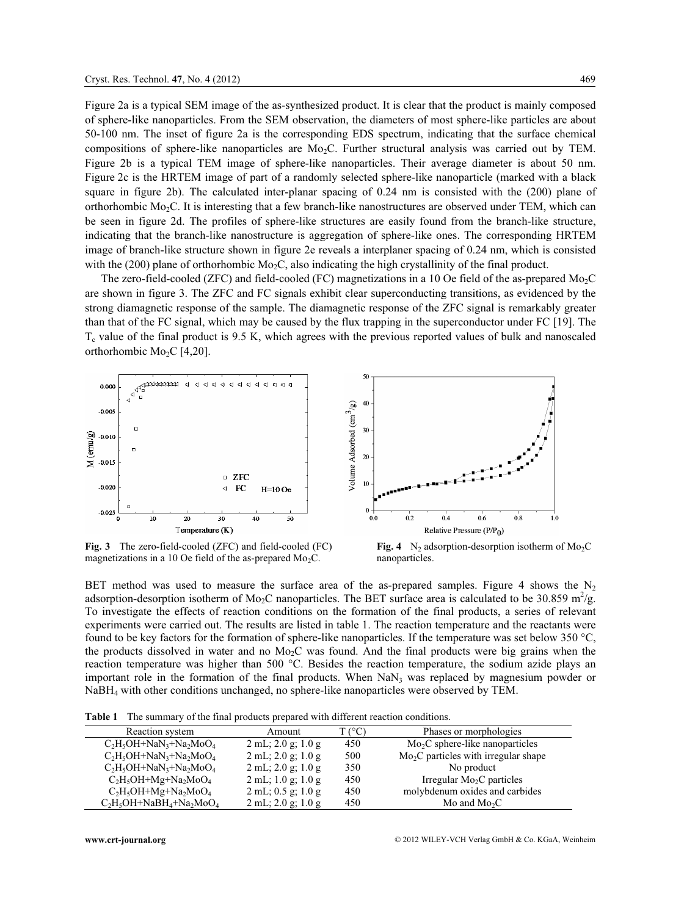Figure 2a is a typical SEM image of the as-synthesized product. It is clear that the product is mainly composed of sphere-like nanoparticles. From the SEM observation, the diameters of most sphere-like particles are about 50-100 nm. The inset of figure 2a is the corresponding EDS spectrum, indicating that the surface chemical compositions of sphere-like nanoparticles are $Mo_2C$. Further structural analysis was carried out by TEM. Figure 2b is a typical TEM image of sphere-like nanoparticles. Their average diameter is about 50 nm. Figure 2c is the HRTEM image of part of a randomly selected sphere-like nanoparticle (marked with a black square in figure 2b). The calculated inter-planar spacing of 0.24 nm is consisted with the (200) plane of orthorhombic $Mo_2C$. It is interesting that a few branch-like nanostructures are observed under TEM, which can be seen in figure 2d. The profiles of sphere-like structures are easily found from the branch-like structure, indicating that the branch-like nanostructure is aggregation of sphere-like ones. The corresponding HRTEM image of branch-like structure shown in figure 2e reveals a interplaner spacing of 0.24 nm, which is consisted with the (200) plane of orthorhombic $Mo_2C$, also indicating the high crystallinity of the final product.

The zero-field-cooled (ZFC) and field-cooled (FC) magnetizations in a 10 Oe field of the as-prepared $Mo_2C$ are shown in figure 3. The ZFC and FC signals exhibit clear superconducting transitions, as evidenced by the strong diamagnetic response of the sample. The diamagnetic response of the ZFC signal is remarkably greater than that of the FC signal, which may be caused by the flux trapping in the superconductor under FC [19]. The $T_c$ value of the final product is 9.5 K, which agrees with the previous reported values of bulk and nanoscaled orthorhombic $Mo_2C$ [4,20].

**Fig. 3** The zero-field-cooled (ZFC) and field-cooled (FC) magnetizations in a 10 Oe field of the as-prepared $Mo_2C$.

**Fig. 4** $N_2$ adsorption-desorption isotherm of $Mo_2C$ nanoparticles.

BET method was used to measure the surface area of the as-prepared samples. Figure 4 shows the $N_2$ adsorption-desorption isotherm of $Mo_2C$ nanoparticles. The BET surface area is calculated to be 30.859 $m^2/g$. To investigate the effects of reaction conditions on the formation of the final products, a series of relevant experiments were carried out. The results are listed in table 1. The reaction temperature and the reactants were found to be key factors for the formation of sphere-like nanoparticles. If the temperature was set below 350 °C, the products dissolved in water and no $Mo_2C$ was found. And the final products were big grains when the reaction temperature was higher than 500 °C. Besides the reaction temperature, the sodium azide plays an important role in the formation of the final products. When $NaN_3$ was replaced by magnesium powder or $NaBH_4$ with other conditions unchanged, no sphere-like nanoparticles were observed by TEM.

**Table 1** The summary of the final products prepared with different reaction conditions.

| Reaction system | Amount | T (°C) | Phases or morphologies |
|---|---|---|---|
| $C_2H_5OH$+$NaN_3$+$Na_2MoO_4$ | 2 mL; 2.0 g; 1.0 g | 450 | $Mo_2C$ sphere-like nanoparticles |
| $C_2H_5OH$+$NaN_3$+$Na_2MoO_4$ | 2 mL; 2.0 g; 1.0 g | 500 | $Mo_2C$ particles with irregular shape |
| $C_2H_5OH$+$NaN_3$+$Na_2MoO_4$ | 2 mL; 2.0 g; 1.0 g | 350 | No product |
| $C_2H_5OH$+Mg+$Na_2MoO_4$ | 2 mL; 1.0 g; 1.0 g | 450 | Irregular $Mo_2C$ particles |
| $C_2H_5OH$+Mg+$Na_2MoO_4$ | 2 mL; 0.5 g; 1.0 g | 450 | molybdenum oxides and carbides |
| $C_2H_5OH$+$NaBH_4$+$Na_2MoO_4$ | 2 mL; 2.0 g; 1.0 g | 450 | Mo and $Mo_2C$ |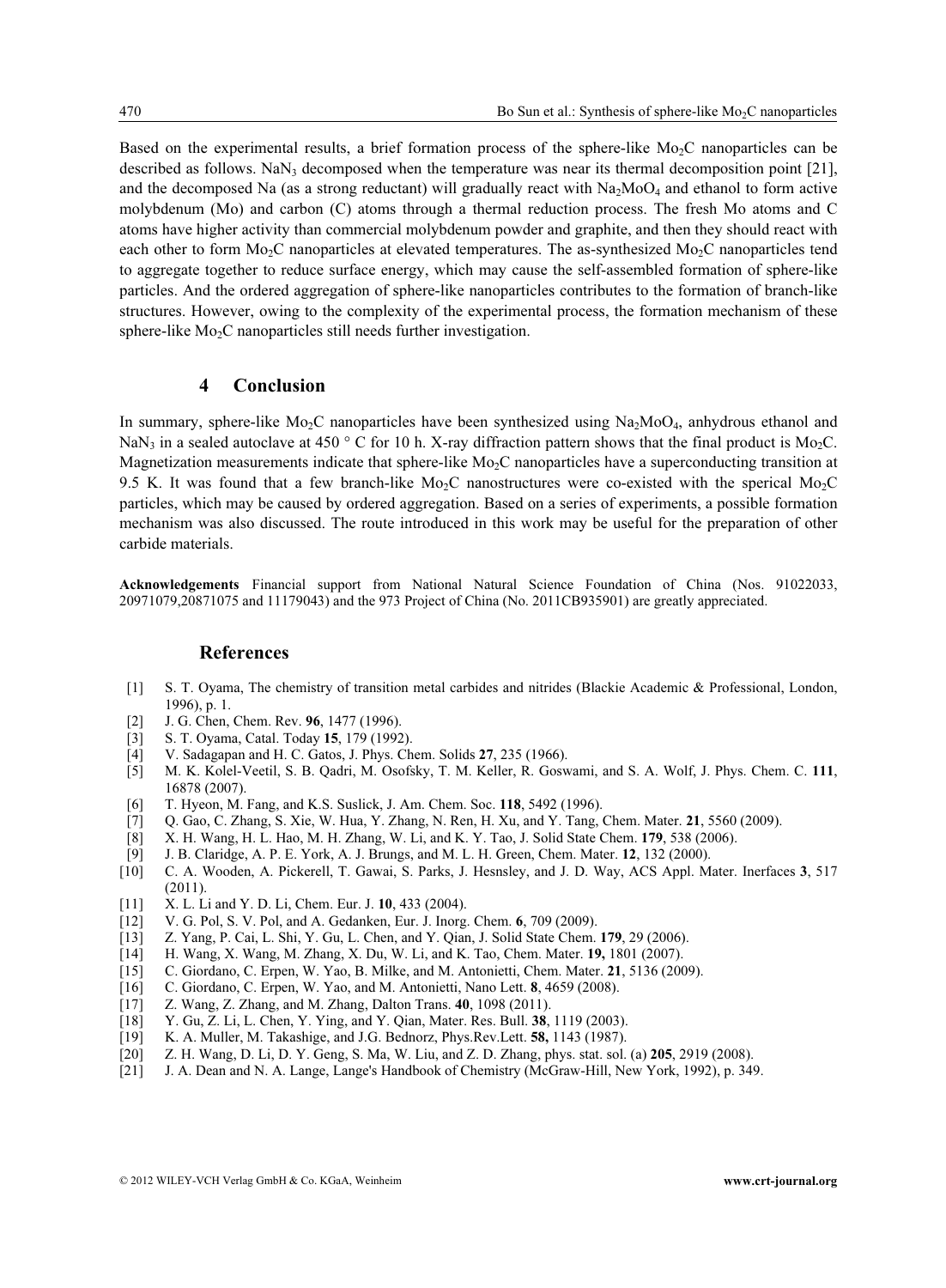Based on the experimental results, a brief formation process of the sphere-like $Mo_2C$ nanoparticles can be described as follows. $NaN_3$ decomposed when the temperature was near its thermal decomposition point [21], and the decomposed Na (as a strong reductant) will gradually react with $Na_2MoO_4$ and ethanol to form active molybdenum (Mo) and carbon (C) atoms through a thermal reduction process. The fresh Mo atoms and C atoms have higher activity than commercial molybdenum powder and graphite, and then they should react with each other to form $Mo_2C$ nanoparticles at elevated temperatures. The as-synthesized $Mo_2C$ nanoparticles tend to aggregate together to reduce surface energy, which may cause the self-assembled formation of sphere-like particles. And the ordered aggregation of sphere-like nanoparticles contributes to the formation of branch-like structures. However, owing to the complexity of the experimental process, the formation mechanism of these sphere-like $Mo_2C$ nanoparticles still needs further investigation.

## 4 Conclusion

In summary, sphere-like $Mo_2C$ nanoparticles have been synthesized using $Na_2MoO_4$, anhydrous ethanol and $NaN_3$ in a sealed autoclave at 450 ° C for 10 h. X-ray diffraction pattern shows that the final product is $Mo_2C$. Magnetization measurements indicate that sphere-like $Mo_2C$ nanoparticles have a superconducting transition at 9.5 K. It was found that a few branch-like $Mo_2C$ nanostructures were co-existed with the sperical $Mo_2C$ particles, which may be caused by ordered aggregation. Based on a series of experiments, a possible formation mechanism was also discussed. The route introduced in this work may be useful for the preparation of other carbide materials.

**Acknowledgements** Financial support from National Natural Science Foundation of China (Nos. 91022033, 20971079,20871075 and 11179043) and the 973 Project of China (No. 2011CB935901) are greatly appreciated.

## References

[1] S. T. Oyama, The chemistry of transition metal carbides and nitrides (Blackie Academic & Professional, London, 1996), p. 1.
[2] J. G. Chen, Chem. Rev. **96**, 1477 (1996).
[3] S. T. Oyama, Catal. Today **15**, 179 (1992).
[4] V. Sadagapan and H. C. Gatos, J. Phys. Chem. Solids **27**, 235 (1966).
[5] M. K. Kolel-Veetil, S. B. Qadri, M. Osofsky, T. M. Keller, R. Goswami, and S. A. Wolf, J. Phys. Chem. C. **111**, 16878 (2007).
[6] T. Hyeon, M. Fang, and K.S. Suslick, J. Am. Chem. Soc. **118**, 5492 (1996).
[7] Q. Gao, C. Zhang, S. Xie, W. Hua, Y. Zhang, N. Ren, H. Xu, and Y. Tang, Chem. Mater. **21**, 5560 (2009).
[8] X. H. Wang, H. L. Hao, M. H. Zhang, W. Li, and K. Y. Tao, J. Solid State Chem. **179**, 538 (2006).
[9] J. B. Claridge, A. P. E. York, A. J. Brungs, and M. L. H. Green, Chem. Mater. **12**, 132 (2000).
[10] C. A. Wooden, A. Pickerell, T. Gawai, S. Parks, J. Hesnsley, and J. D. Way, ACS Appl. Mater. Inerfaces **3**, 517 (2011).
[11] X. L. Li and Y. D. Li, Chem. Eur. J. **10**, 433 (2004).
[12] V. G. Pol, S. V. Pol, and A. Gedanken, Eur. J. Inorg. Chem. **6**, 709 (2009).
[13] Z. Yang, P. Cai, L. Shi, Y. Gu, L. Chen, and Y. Qian, J. Solid State Chem. **179**, 29 (2006).
[14] H. Wang, X. Wang, M. Zhang, X. Du, W. Li, and K. Tao, Chem. Mater. **19,** 1801 (2007).
[15] C. Giordano, C. Erpen, W. Yao, B. Milke, and M. Antonietti, Chem. Mater. **21**, 5136 (2009).
[16] C. Giordano, C. Erpen, W. Yao, and M. Antonietti, Nano Lett. **8**, 4659 (2008).
[17] Z. Wang, Z. Zhang, and M. Zhang, Dalton Trans. **40**, 1098 (2011).
[18] Y. Gu, Z. Li, L. Chen, Y. Ying, and Y. Qian, Mater. Res. Bull. **38**, 1119 (2003).
[19] K. A. Muller, M. Takashige, and J.G. Bednorz, Phys.Rev.Lett. **58,** 1143 (1987).
[20] Z. H. Wang, D. Li, D. Y. Geng, S. Ma, W. Liu, and Z. D. Zhang, phys. stat. sol. (a) **205**, 2919 (2008).
[21] J. A. Dean and N. A. Lange, Lange's Handbook of Chemistry (McGraw-Hill, New York, 1992), p. 349.